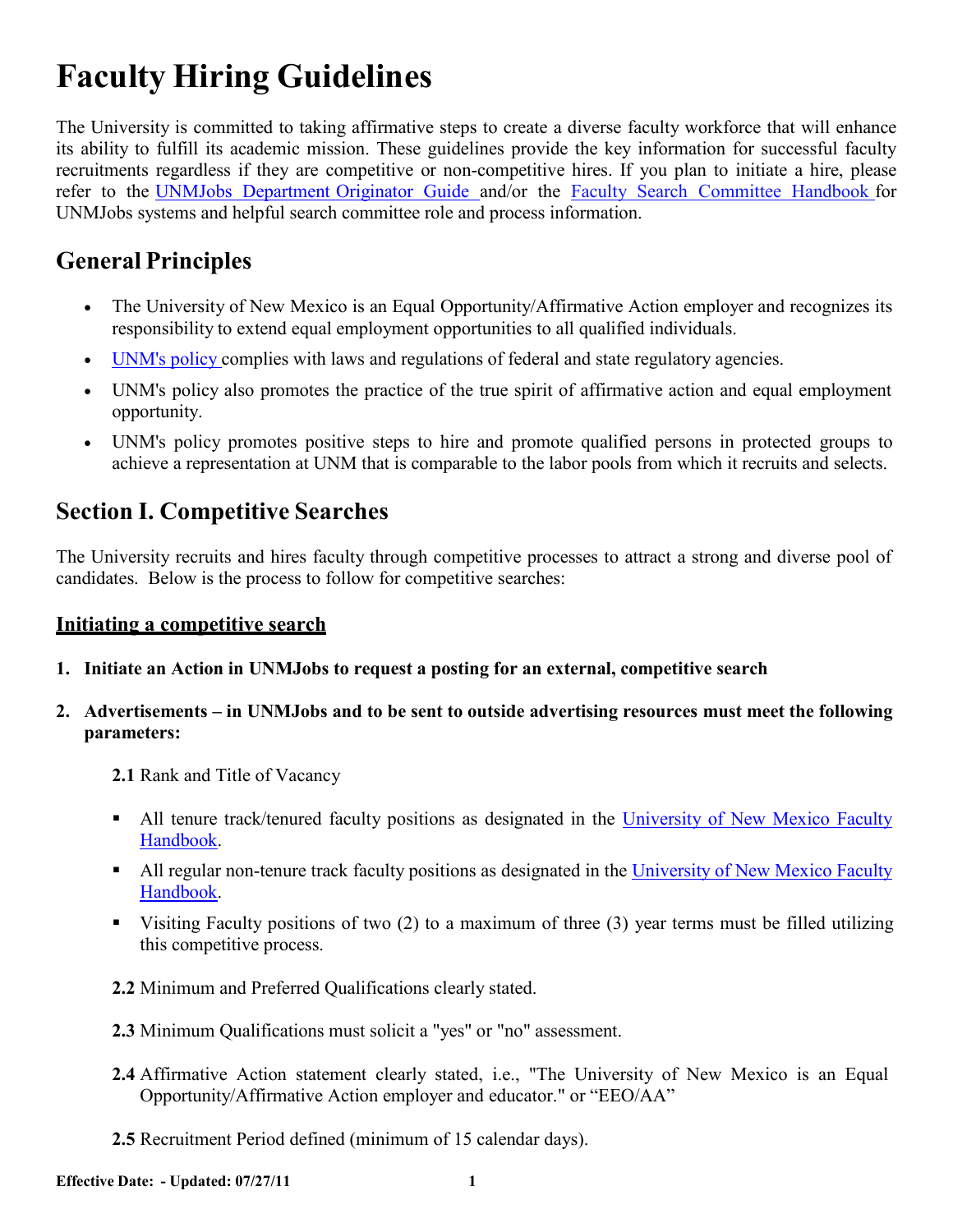# Faculty Hiring Guidelines

The University is committed to taking affirmative steps to create a diverse faculty workforce that will enhance its ability to fulfill its academic mission. These guidelines provide the key information for successful faculty recruitments regardless if they are competitive or non-competitive hires. If you plan to initiate a hire, please refer to the UNMJobs Department Originator Guide and/or the Faculty Search Committee Handbook for UNMJobs systems and helpful search committee role and process information.

## General Principles

- The University of New Mexico is an Equal Opportunity/Affirmative Action employer and recognizes its responsibility to extend equal employment opportunities to all qualified individuals.
- UNM's policy complies with laws and regulations of federal and state regulatory agencies.
- UNM's policy also promotes the practice of the true spirit of affirmative action and equal employment opportunity.
- UNM's policy promotes positive steps to hire and promote qualified persons in protected groups to achieve a representation at UNM that is comparable to the labor pools from which it recruits and selects.

## Section I. Competitive Searches

The University recruits and hires faculty through competitive processes to attract a strong and diverse pool of candidates. Below is the process to follow for competitive searches:

### <u>Initiating a competitive search</u>

1. **Initiate an Action in UNMJobs to request a posting for an external, competitive search**

2. **Advertisements – in UNMJobs and to be sent to outside advertising resources must meet the following parameters:**

   **2.1** Rank and Title of Vacancy

   - All tenure track/tenured faculty positions as designated in the University of New Mexico Faculty Handbook.
   - All regular non-tenure track faculty positions as designated in the University of New Mexico Faculty Handbook.
   - Visiting Faculty positions of two (2) to a maximum of three (3) year terms must be filled utilizing this competitive process.

   **2.2** Minimum and Preferred Qualifications clearly stated.

   **2.3** Minimum Qualifications must solicit a "yes" or "no" assessment.

   **2.4** Affirmative Action statement clearly stated, i.e., "The University of New Mexico is an Equal Opportunity/Affirmative Action employer and educator." or "EEO/AA"

   **2.5** Recruitment Period defined (minimum of 15 calendar days).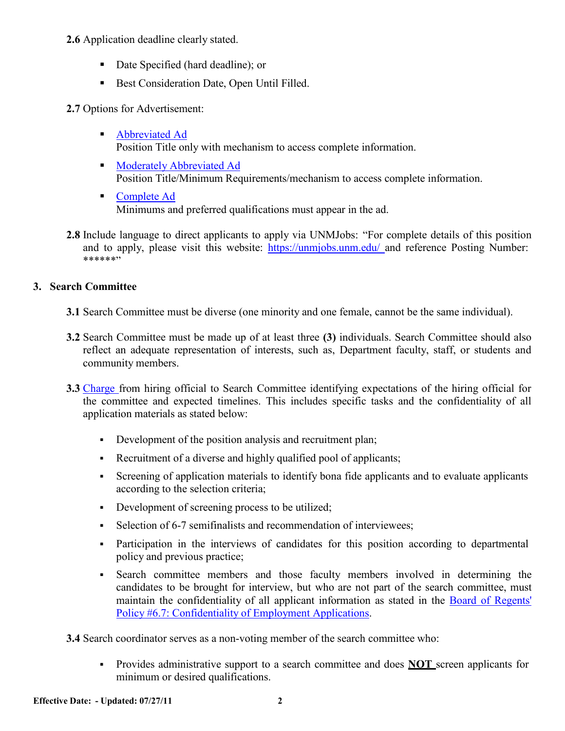**2.6** Application deadline clearly stated.

- Date Specified (hard deadline); or
- Best Consideration Date, Open Until Filled.

**2.7** Options for Advertisement:

- Abbreviated Ad
  Position Title only with mechanism to access complete information.
- Moderately Abbreviated Ad
  Position Title/Minimum Requirements/mechanism to access complete information.
- Complete Ad
  Minimums and preferred qualifications must appear in the ad.

**2.8** Include language to direct applicants to apply via UNMJobs: "For complete details of this position and to apply, please visit this website: https://unmjobs.unm.edu/ and reference Posting Number: ******"

## 3. Search Committee

**3.1** Search Committee must be diverse (one minority and one female, cannot be the same individual).

**3.2** Search Committee must be made up of at least three **(3)** individuals. Search Committee should also reflect an adequate representation of interests, such as, Department faculty, staff, or students and community members.

**3.3** Charge from hiring official to Search Committee identifying expectations of the hiring official for the committee and expected timelines. This includes specific tasks and the confidentiality of all application materials as stated below:

- Development of the position analysis and recruitment plan;
- Recruitment of a diverse and highly qualified pool of applicants;
- Screening of application materials to identify bona fide applicants and to evaluate applicants according to the selection criteria;
- Development of screening process to be utilized;
- Selection of 6-7 semifinalists and recommendation of interviewees;
- Participation in the interviews of candidates for this position according to departmental policy and previous practice;
- Search committee members and those faculty members involved in determining the candidates to be brought for interview, but who are not part of the search committee, must maintain the confidentiality of all applicant information as stated in the Board of Regents' Policy #6.7: Confidentiality of Employment Applications.

**3.4** Search coordinator serves as a non-voting member of the search committee who:

- Provides administrative support to a search committee and does **NOT** screen applicants for minimum or desired qualifications.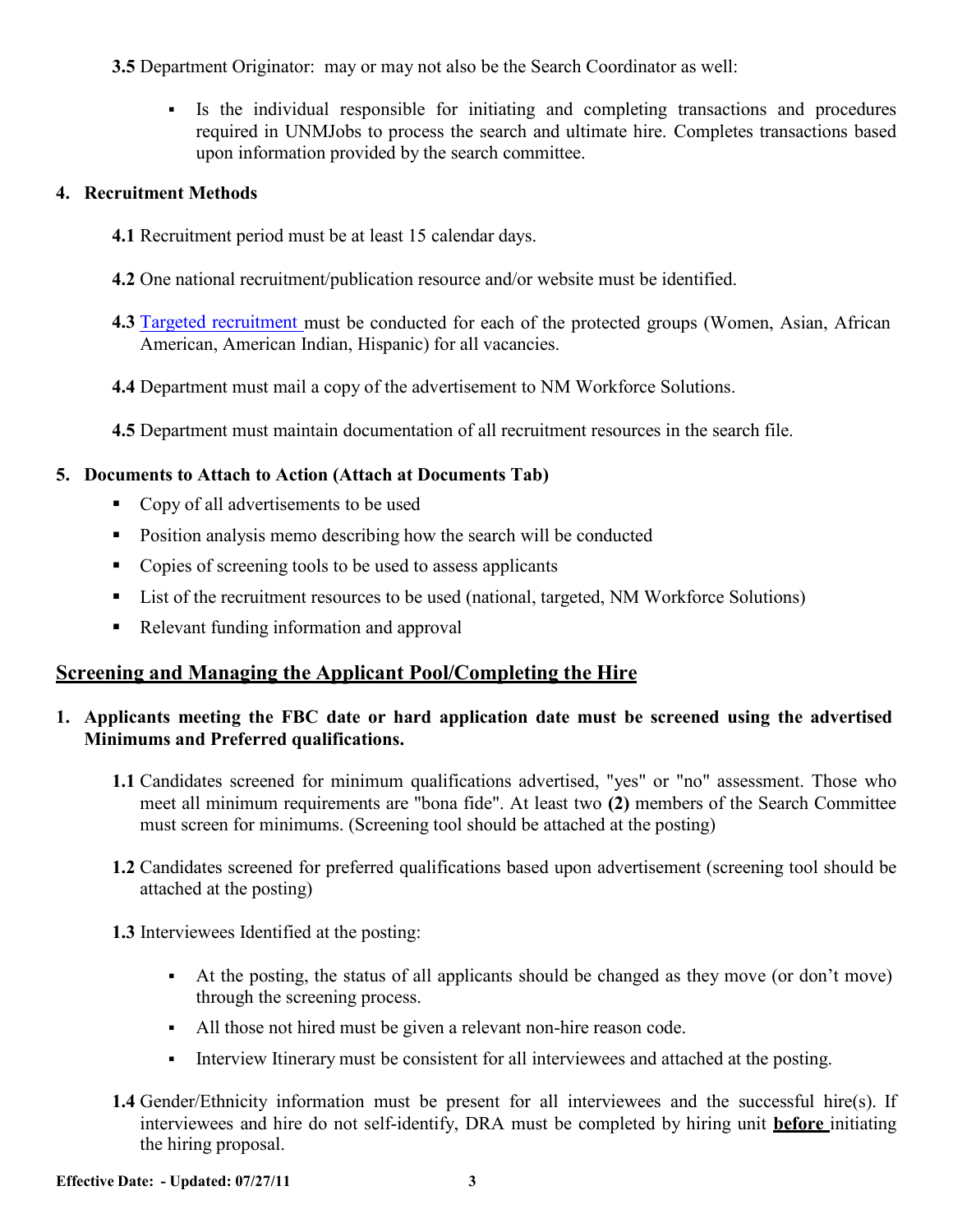**3.5** Department Originator: may or may not also be the Search Coordinator as well:

- Is the individual responsible for initiating and completing transactions and procedures required in UNMJobs to process the search and ultimate hire. Completes transactions based upon information provided by the search committee.

## 4. Recruitment Methods

**4.1** Recruitment period must be at least 15 calendar days.

**4.2** One national recruitment/publication resource and/or website must be identified.

**4.3** Targeted recruitment must be conducted for each of the protected groups (Women, Asian, African American, American Indian, Hispanic) for all vacancies.

**4.4** Department must mail a copy of the advertisement to NM Workforce Solutions.

**4.5** Department must maintain documentation of all recruitment resources in the search file.

## 5. Documents to Attach to Action (Attach at Documents Tab)

- Copy of all advertisements to be used
- Position analysis memo describing how the search will be conducted
- Copies of screening tools to be used to assess applicants
- List of the recruitment resources to be used (national, targeted, NM Workforce Solutions)
- Relevant funding information and approval

## Screening and Managing the Applicant Pool/Completing the Hire

### 1. Applicants meeting the FBC date or hard application date must be screened using the advertised Minimums and Preferred qualifications.

**1.1** Candidates screened for minimum qualifications advertised, "yes" or "no" assessment. Those who meet all minimum requirements are "bona fide". At least two **(2)** members of the Search Committee must screen for minimums. (Screening tool should be attached at the posting)

**1.2** Candidates screened for preferred qualifications based upon advertisement (screening tool should be attached at the posting)

**1.3** Interviewees Identified at the posting:

- At the posting, the status of all applicants should be changed as they move (or don't move) through the screening process.
- All those not hired must be given a relevant non-hire reason code.
- Interview Itinerary must be consistent for all interviewees and attached at the posting.

**1.4** Gender/Ethnicity information must be present for all interviewees and the successful hire(s). If interviewees and hire do not self-identify, DRA must be completed by hiring unit **before** initiating the hiring proposal.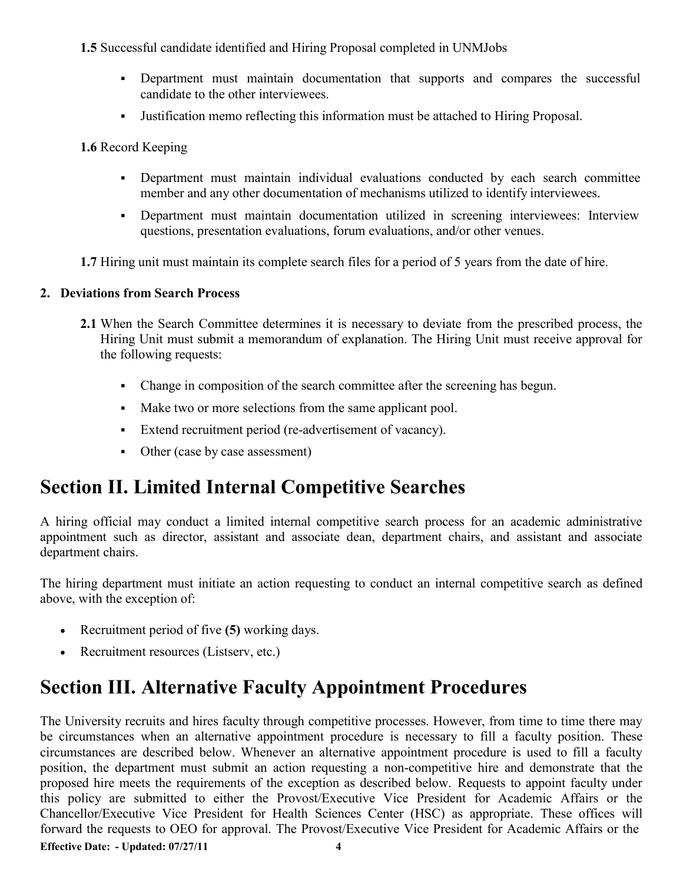**1.5** Successful candidate identified and Hiring Proposal completed in UNMJobs

- Department must maintain documentation that supports and compares the successful candidate to the other interviewees.
- Justification memo reflecting this information must be attached to Hiring Proposal.

**1.6** Record Keeping

- Department must maintain individual evaluations conducted by each search committee member and any other documentation of mechanisms utilized to identify interviewees.
- Department must maintain documentation utilized in screening interviewees: Interview questions, presentation evaluations, forum evaluations, and/or other venues.

**1.7** Hiring unit must maintain its complete search files for a period of 5 years from the date of hire.

**2. Deviations from Search Process**

**2.1** When the Search Committee determines it is necessary to deviate from the prescribed process, the Hiring Unit must submit a memorandum of explanation. The Hiring Unit must receive approval for the following requests:

- Change in composition of the search committee after the screening has begun.
- Make two or more selections from the same applicant pool.
- Extend recruitment period (re-advertisement of vacancy).
- Other (case by case assessment)

# Section II. Limited Internal Competitive Searches

A hiring official may conduct a limited internal competitive search process for an academic administrative appointment such as director, assistant and associate dean, department chairs, and assistant and associate department chairs.

The hiring department must initiate an action requesting to conduct an internal competitive search as defined above, with the exception of:

- Recruitment period of five **(5)** working days.
- Recruitment resources (Listserv, etc.)

# Section III. Alternative Faculty Appointment Procedures

The University recruits and hires faculty through competitive processes. However, from time to time there may be circumstances when an alternative appointment procedure is necessary to fill a faculty position. These circumstances are described below. Whenever an alternative appointment procedure is used to fill a faculty position, the department must submit an action requesting a non-competitive hire and demonstrate that the proposed hire meets the requirements of the exception as described below. Requests to appoint faculty under this policy are submitted to either the Provost/Executive Vice President for Academic Affairs or the Chancellor/Executive Vice President for Health Sciences Center (HSC) as appropriate. These offices will forward the requests to OEO for approval. The Provost/Executive Vice President for Academic Affairs or the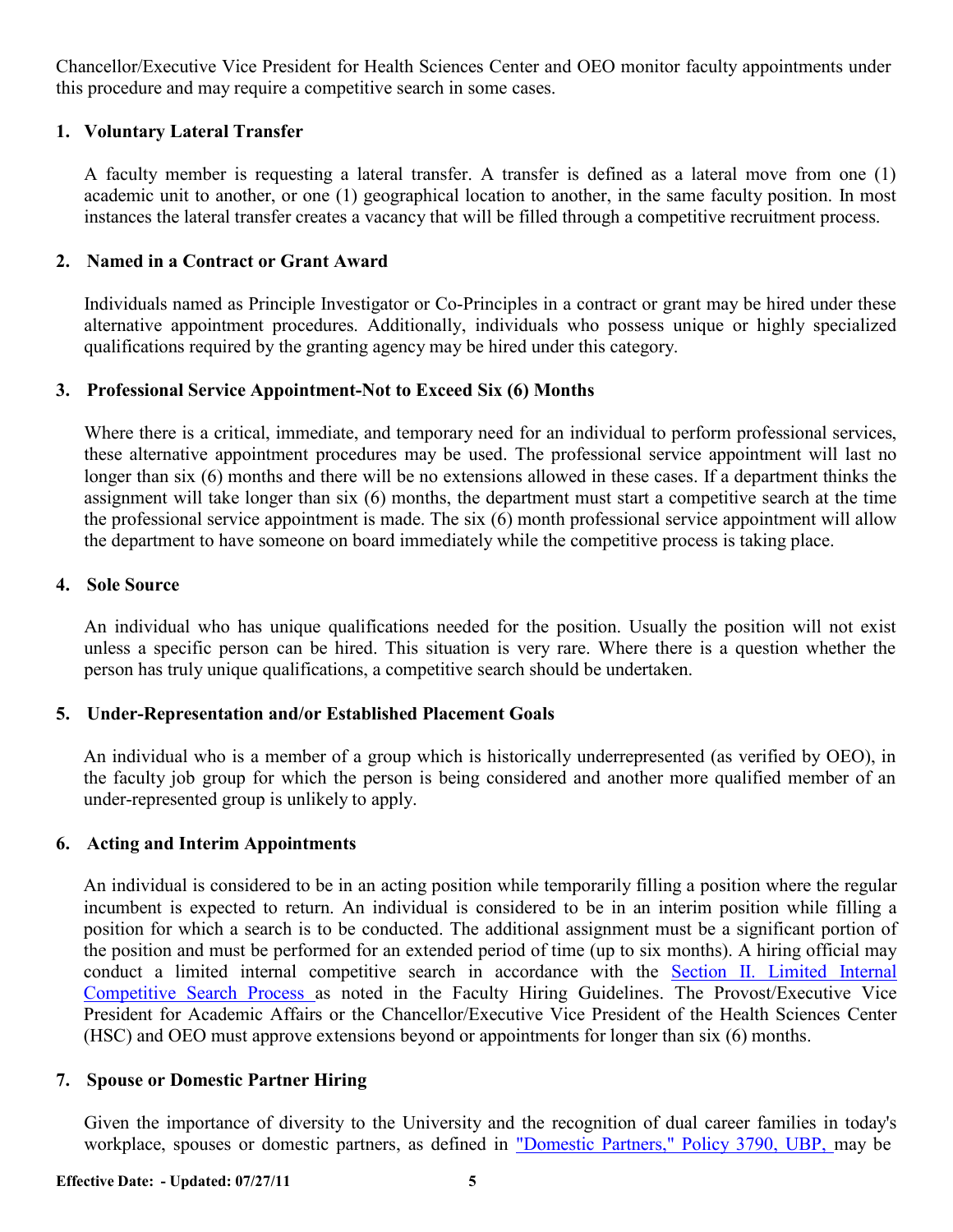Chancellor/Executive Vice President for Health Sciences Center and OEO monitor faculty appointments under this procedure and may require a competitive search in some cases.

**1. Voluntary Lateral Transfer**

A faculty member is requesting a lateral transfer. A transfer is defined as a lateral move from one (1) academic unit to another, or one (1) geographical location to another, in the same faculty position. In most instances the lateral transfer creates a vacancy that will be filled through a competitive recruitment process.

**2. Named in a Contract or Grant Award**

Individuals named as Principle Investigator or Co-Principles in a contract or grant may be hired under these alternative appointment procedures. Additionally, individuals who possess unique or highly specialized qualifications required by the granting agency may be hired under this category.

**3. Professional Service Appointment-Not to Exceed Six (6) Months**

Where there is a critical, immediate, and temporary need for an individual to perform professional services, these alternative appointment procedures may be used. The professional service appointment will last no longer than six (6) months and there will be no extensions allowed in these cases. If a department thinks the assignment will take longer than six (6) months, the department must start a competitive search at the time the professional service appointment is made. The six (6) month professional service appointment will allow the department to have someone on board immediately while the competitive process is taking place.

**4. Sole Source**

An individual who has unique qualifications needed for the position. Usually the position will not exist unless a specific person can be hired. This situation is very rare. Where there is a question whether the person has truly unique qualifications, a competitive search should be undertaken.

**5. Under-Representation and/or Established Placement Goals**

An individual who is a member of a group which is historically underrepresented (as verified by OEO), in the faculty job group for which the person is being considered and another more qualified member of an under-represented group is unlikely to apply.

**6. Acting and Interim Appointments**

An individual is considered to be in an acting position while temporarily filling a position where the regular incumbent is expected to return. An individual is considered to be in an interim position while filling a position for which a search is to be conducted. The additional assignment must be a significant portion of the position and must be performed for an extended period of time (up to six months). A hiring official may conduct a limited internal competitive search in accordance with the Section II. Limited Internal Competitive Search Process as noted in the Faculty Hiring Guidelines. The Provost/Executive Vice President for Academic Affairs or the Chancellor/Executive Vice President of the Health Sciences Center (HSC) and OEO must approve extensions beyond or appointments for longer than six (6) months.

**7. Spouse or Domestic Partner Hiring**

Given the importance of diversity to the University and the recognition of dual career families in today's workplace, spouses or domestic partners, as defined in "Domestic Partners," Policy 3790, UBP, may be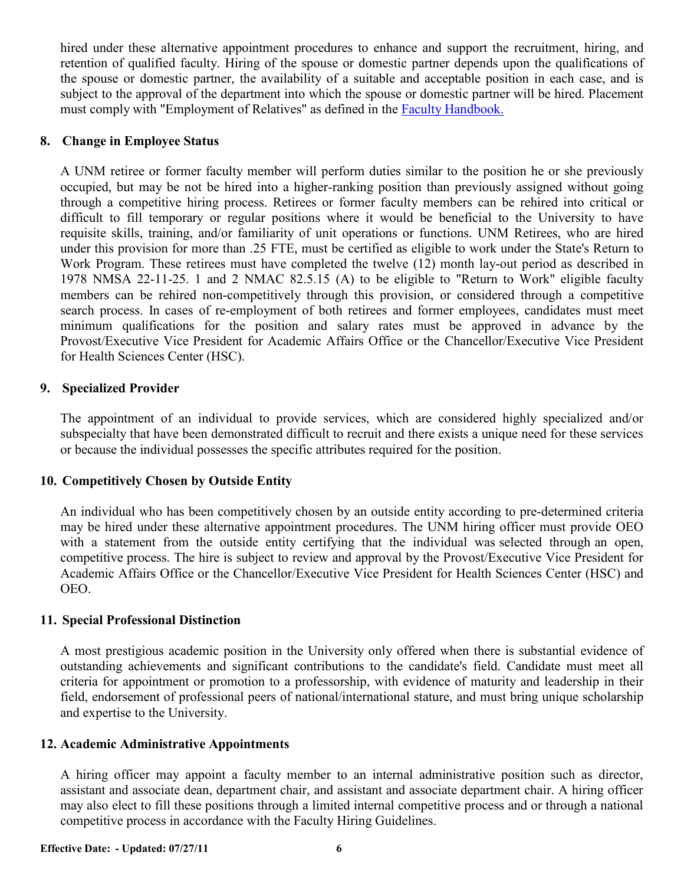hired under these alternative appointment procedures to enhance and support the recruitment, hiring, and retention of qualified faculty. Hiring of the spouse or domestic partner depends upon the qualifications of the spouse or domestic partner, the availability of a suitable and acceptable position in each case, and is subject to the approval of the department into which the spouse or domestic partner will be hired. Placement must comply with "Employment of Relatives" as defined in the [Faculty Handbook.]

### 8. Change in Employee Status

A UNM retiree or former faculty member will perform duties similar to the position he or she previously occupied, but may be not be hired into a higher-ranking position than previously assigned without going through a competitive hiring process. Retirees or former faculty members can be rehired into critical or difficult to fill temporary or regular positions where it would be beneficial to the University to have requisite skills, training, and/or familiarity of unit operations or functions. UNM Retirees, who are hired under this provision for more than .25 FTE, must be certified as eligible to work under the State's Return to Work Program. These retirees must have completed the twelve (12) month lay-out period as described in 1978 NMSA 22-11-25. 1 and 2 NMAC 82.5.15 (A) to be eligible to "Return to Work" eligible faculty members can be rehired non-competitively through this provision, or considered through a competitive search process. In cases of re-employment of both retirees and former employees, candidates must meet minimum qualifications for the position and salary rates must be approved in advance by the Provost/Executive Vice President for Academic Affairs Office or the Chancellor/Executive Vice President for Health Sciences Center (HSC).

### 9. Specialized Provider

The appointment of an individual to provide services, which are considered highly specialized and/or subspecialty that have been demonstrated difficult to recruit and there exists a unique need for these services or because the individual possesses the specific attributes required for the position.

### 10. Competitively Chosen by Outside Entity

An individual who has been competitively chosen by an outside entity according to pre-determined criteria may be hired under these alternative appointment procedures. The UNM hiring officer must provide OEO with a statement from the outside entity certifying that the individual was selected through an open, competitive process. The hire is subject to review and approval by the Provost/Executive Vice President for Academic Affairs Office or the Chancellor/Executive Vice President for Health Sciences Center (HSC) and OEO.

### 11. Special Professional Distinction

A most prestigious academic position in the University only offered when there is substantial evidence of outstanding achievements and significant contributions to the candidate's field. Candidate must meet all criteria for appointment or promotion to a professorship, with evidence of maturity and leadership in their field, endorsement of professional peers of national/international stature, and must bring unique scholarship and expertise to the University.

### 12. Academic Administrative Appointments

A hiring officer may appoint a faculty member to an internal administrative position such as director, assistant and associate dean, department chair, and assistant and associate department chair. A hiring officer may also elect to fill these positions through a limited internal competitive process and or through a national competitive process in accordance with the Faculty Hiring Guidelines.

**Effective Date: - Updated: 07/27/11**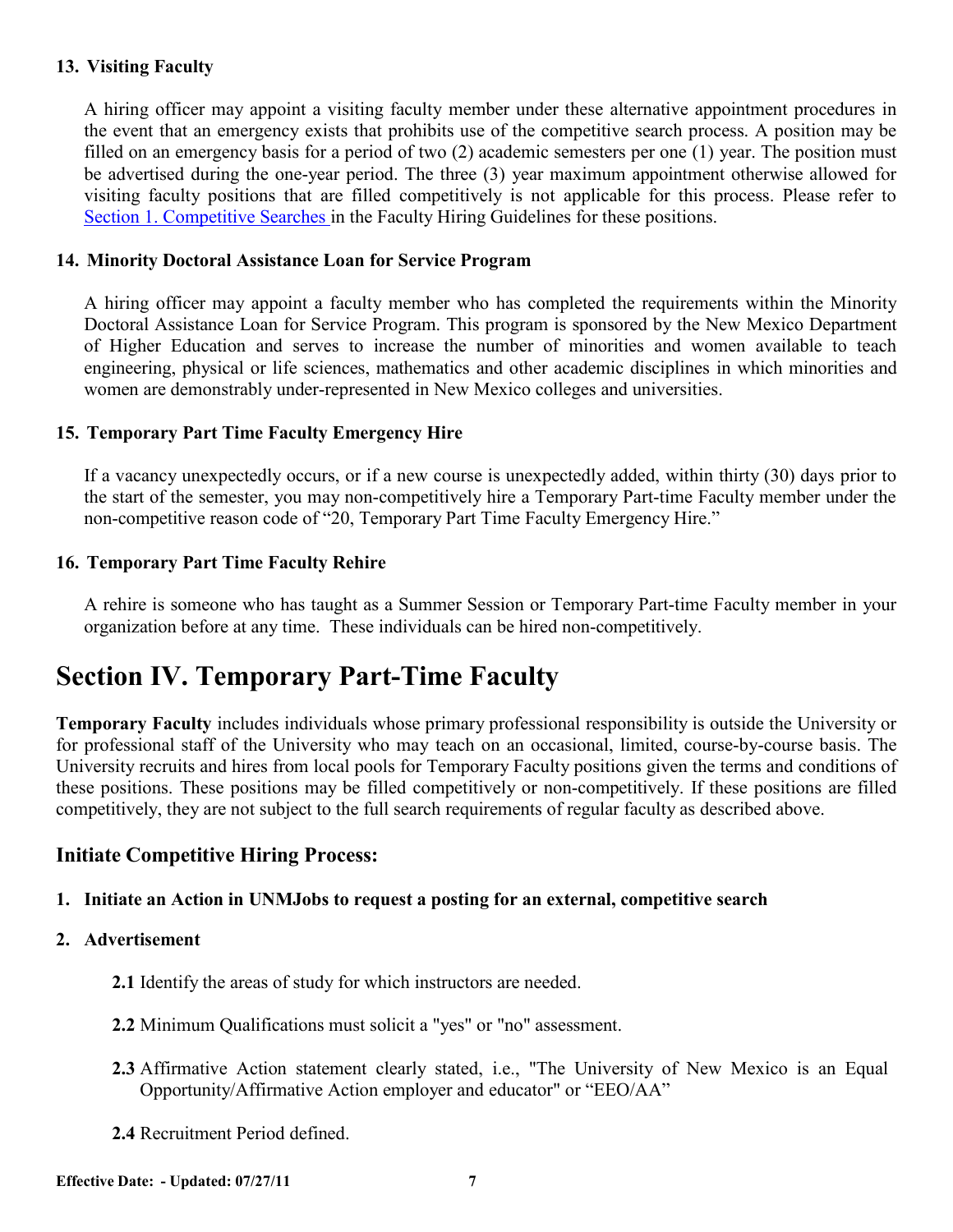### 13. Visiting Faculty

A hiring officer may appoint a visiting faculty member under these alternative appointment procedures in the event that an emergency exists that prohibits use of the competitive search process. A position may be filled on an emergency basis for a period of two (2) academic semesters per one (1) year. The position must be advertised during the one-year period. The three (3) year maximum appointment otherwise allowed for visiting faculty positions that are filled competitively is not applicable for this process. Please refer to Section 1. Competitive Searches in the Faculty Hiring Guidelines for these positions.

### 14. Minority Doctoral Assistance Loan for Service Program

A hiring officer may appoint a faculty member who has completed the requirements within the Minority Doctoral Assistance Loan for Service Program. This program is sponsored by the New Mexico Department of Higher Education and serves to increase the number of minorities and women available to teach engineering, physical or life sciences, mathematics and other academic disciplines in which minorities and women are demonstrably under-represented in New Mexico colleges and universities.

### 15. Temporary Part Time Faculty Emergency Hire

If a vacancy unexpectedly occurs, or if a new course is unexpectedly added, within thirty (30) days prior to the start of the semester, you may non-competitively hire a Temporary Part-time Faculty member under the non-competitive reason code of "20, Temporary Part Time Faculty Emergency Hire."

### 16. Temporary Part Time Faculty Rehire

A rehire is someone who has taught as a Summer Session or Temporary Part-time Faculty member in your organization before at any time. These individuals can be hired non-competitively.

# Section IV. Temporary Part-Time Faculty

**Temporary Faculty** includes individuals whose primary professional responsibility is outside the University or for professional staff of the University who may teach on an occasional, limited, course-by-course basis. The University recruits and hires from local pools for Temporary Faculty positions given the terms and conditions of these positions. These positions may be filled competitively or non-competitively. If these positions are filled competitively, they are not subject to the full search requirements of regular faculty as described above.

## Initiate Competitive Hiring Process:

**1. Initiate an Action in UNMJobs to request a posting for an external, competitive search**

**2. Advertisement**

**2.1** Identify the areas of study for which instructors are needed.

**2.2** Minimum Qualifications must solicit a "yes" or "no" assessment.

**2.3** Affirmative Action statement clearly stated, i.e., "The University of New Mexico is an Equal Opportunity/Affirmative Action employer and educator" or "EEO/AA"

**2.4** Recruitment Period defined.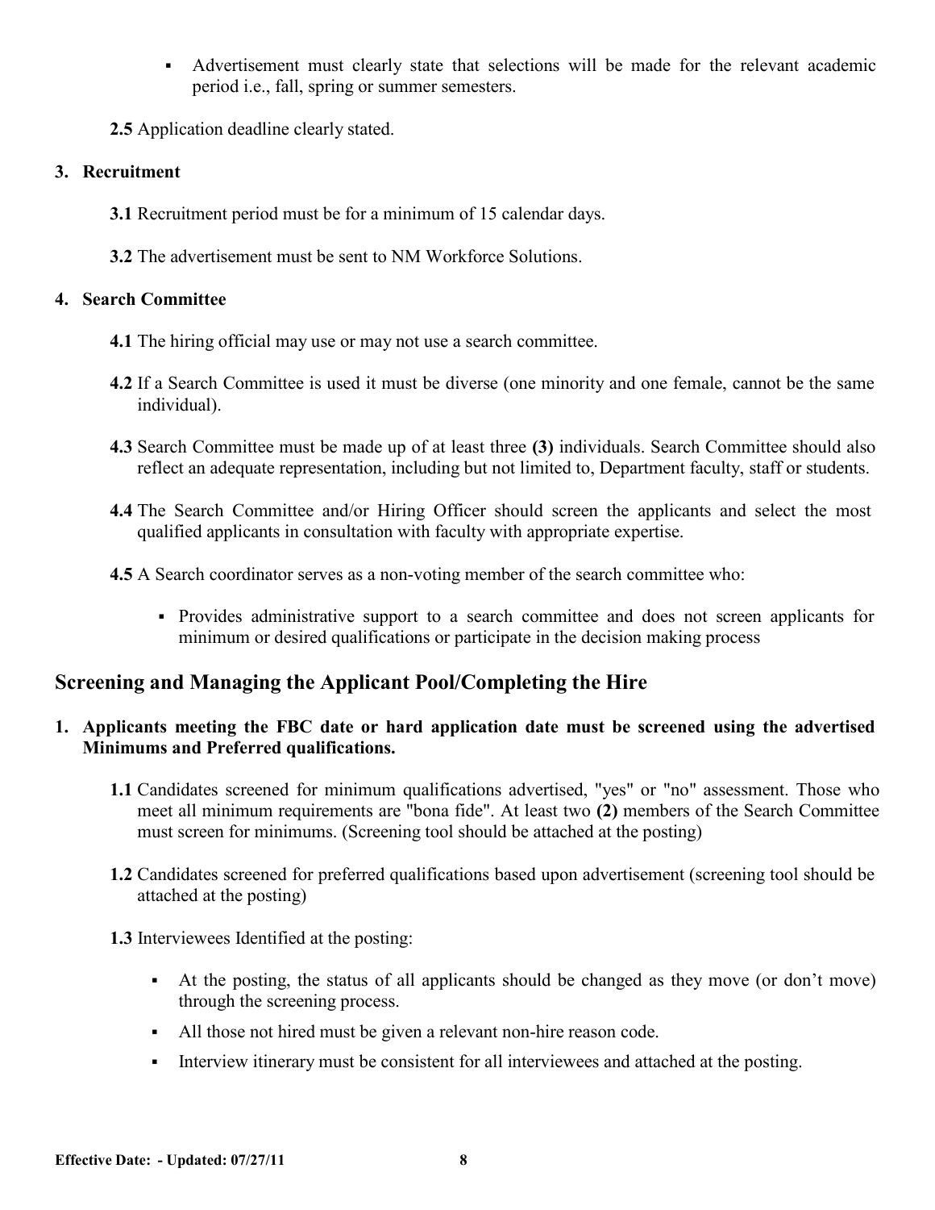- Advertisement must clearly state that selections will be made for the relevant academic period i.e., fall, spring or summer semesters.

**2.5** Application deadline clearly stated.

**3. Recruitment**

**3.1** Recruitment period must be for a minimum of 15 calendar days.

**3.2** The advertisement must be sent to NM Workforce Solutions.

**4. Search Committee**

**4.1** The hiring official may use or may not use a search committee.

**4.2** If a Search Committee is used it must be diverse (one minority and one female, cannot be the same individual).

**4.3** Search Committee must be made up of at least three **(3)** individuals. Search Committee should also reflect an adequate representation, including but not limited to, Department faculty, staff or students.

**4.4** The Search Committee and/or Hiring Officer should screen the applicants and select the most qualified applicants in consultation with faculty with appropriate expertise.

**4.5** A Search coordinator serves as a non-voting member of the search committee who:

- Provides administrative support to a search committee and does not screen applicants for minimum or desired qualifications or participate in the decision making process

## Screening and Managing the Applicant Pool/Completing the Hire

**1. Applicants meeting the FBC date or hard application date must be screened using the advertised Minimums and Preferred qualifications.**

**1.1** Candidates screened for minimum qualifications advertised, "yes" or "no" assessment. Those who meet all minimum requirements are "bona fide". At least two **(2)** members of the Search Committee must screen for minimums. (Screening tool should be attached at the posting)

**1.2** Candidates screened for preferred qualifications based upon advertisement (screening tool should be attached at the posting)

**1.3** Interviewees Identified at the posting:

- At the posting, the status of all applicants should be changed as they move (or don't move) through the screening process.
- All those not hired must be given a relevant non-hire reason code.
- Interview itinerary must be consistent for all interviewees and attached at the posting.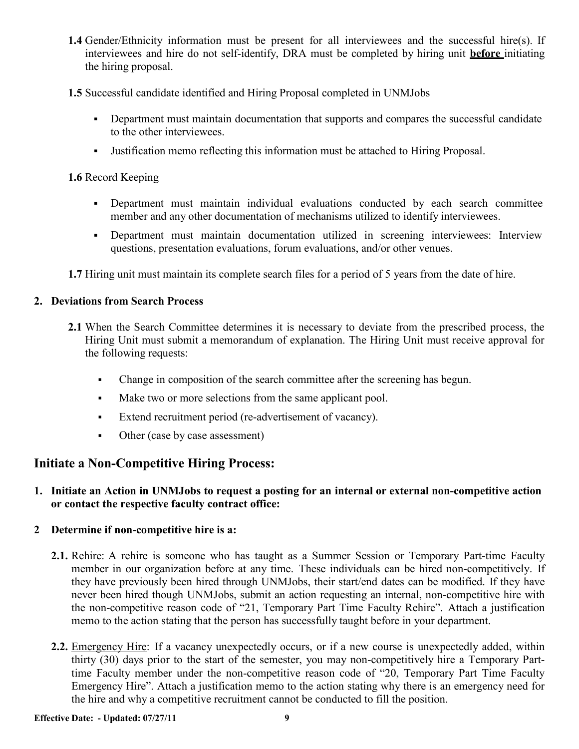**1.4** Gender/Ethnicity information must be present for all interviewees and the successful hire(s). If interviewees and hire do not self-identify, DRA must be completed by hiring unit **before** initiating the hiring proposal.

**1.5** Successful candidate identified and Hiring Proposal completed in UNMJobs

- Department must maintain documentation that supports and compares the successful candidate to the other interviewees.
- Justification memo reflecting this information must be attached to Hiring Proposal.

**1.6** Record Keeping

- Department must maintain individual evaluations conducted by each search committee member and any other documentation of mechanisms utilized to identify interviewees.
- Department must maintain documentation utilized in screening interviewees: Interview questions, presentation evaluations, forum evaluations, and/or other venues.

**1.7** Hiring unit must maintain its complete search files for a period of 5 years from the date of hire.

**2. Deviations from Search Process**

**2.1** When the Search Committee determines it is necessary to deviate from the prescribed process, the Hiring Unit must submit a memorandum of explanation. The Hiring Unit must receive approval for the following requests:

- Change in composition of the search committee after the screening has begun.
- Make two or more selections from the same applicant pool.
- Extend recruitment period (re-advertisement of vacancy).
- Other (case by case assessment)

## Initiate a Non-Competitive Hiring Process:

**1. Initiate an Action in UNMJobs to request a posting for an internal or external non-competitive action or contact the respective faculty contract office:**

**2 Determine if non-competitive hire is a:**

**2.1.** Rehire: A rehire is someone who has taught as a Summer Session or Temporary Part-time Faculty member in our organization before at any time. These individuals can be hired non-competitively. If they have previously been hired through UNMJobs, their start/end dates can be modified. If they have never been hired though UNMJobs, submit an action requesting an internal, non-competitive hire with the non-competitive reason code of "21, Temporary Part Time Faculty Rehire". Attach a justification memo to the action stating that the person has successfully taught before in your department.

**2.2.** Emergency Hire: If a vacancy unexpectedly occurs, or if a new course is unexpectedly added, within thirty (30) days prior to the start of the semester, you may non-competitively hire a Temporary Part-time Faculty member under the non-competitive reason code of "20, Temporary Part Time Faculty Emergency Hire". Attach a justification memo to the action stating why there is an emergency need for the hire and why a competitive recruitment cannot be conducted to fill the position.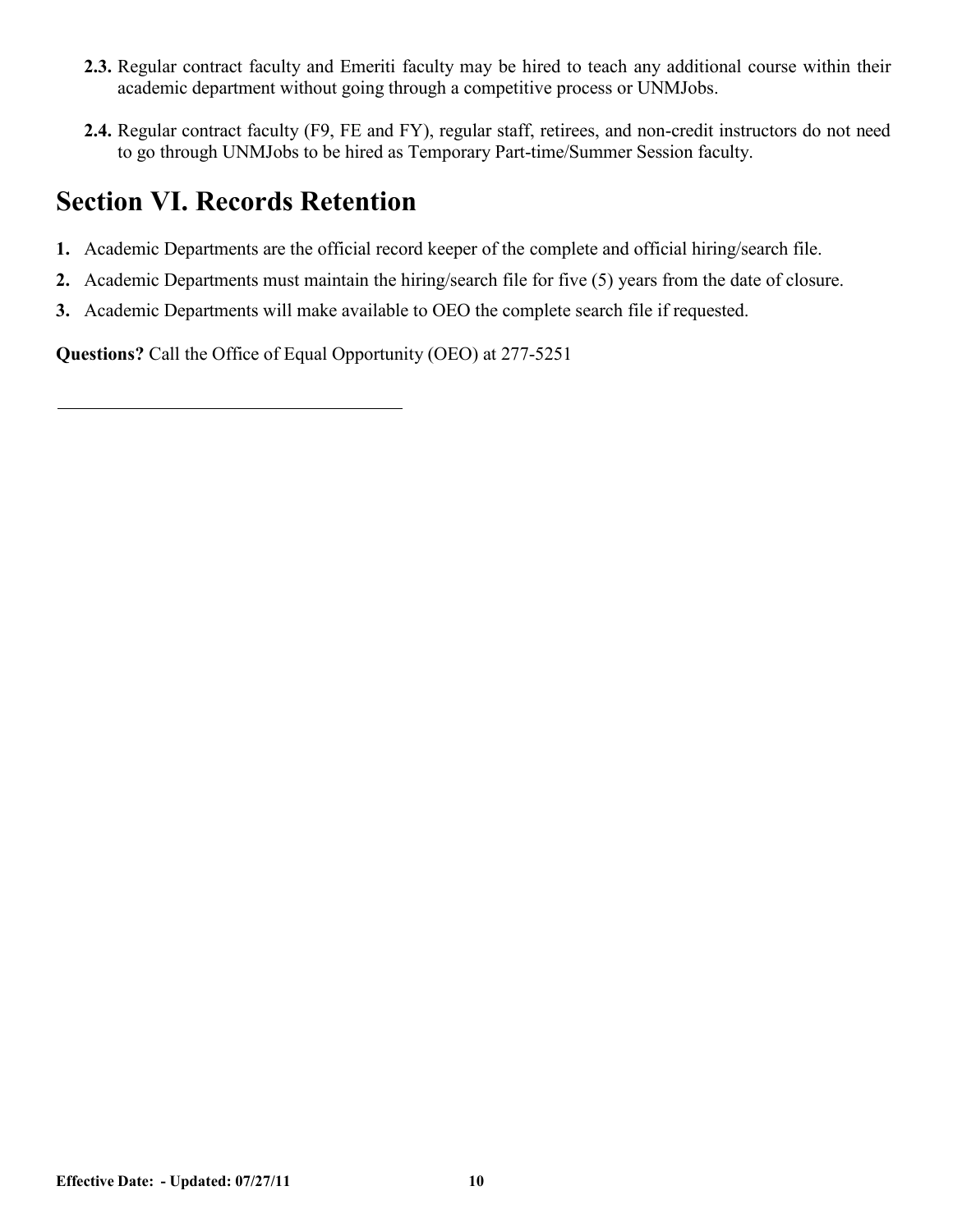**2.3.** Regular contract faculty and Emeriti faculty may be hired to teach any additional course within their academic department without going through a competitive process or UNMJobs.

**2.4.** Regular contract faculty (F9, FE and FY), regular staff, retirees, and non-credit instructors do not need to go through UNMJobs to be hired as Temporary Part-time/Summer Session faculty.

# Section VI. Records Retention

1. Academic Departments are the official record keeper of the complete and official hiring/search file.
2. Academic Departments must maintain the hiring/search file for five (5) years from the date of closure.
3. Academic Departments will make available to OEO the complete search file if requested.

**Questions?** Call the Office of Equal Opportunity (OEO) at 277-5251